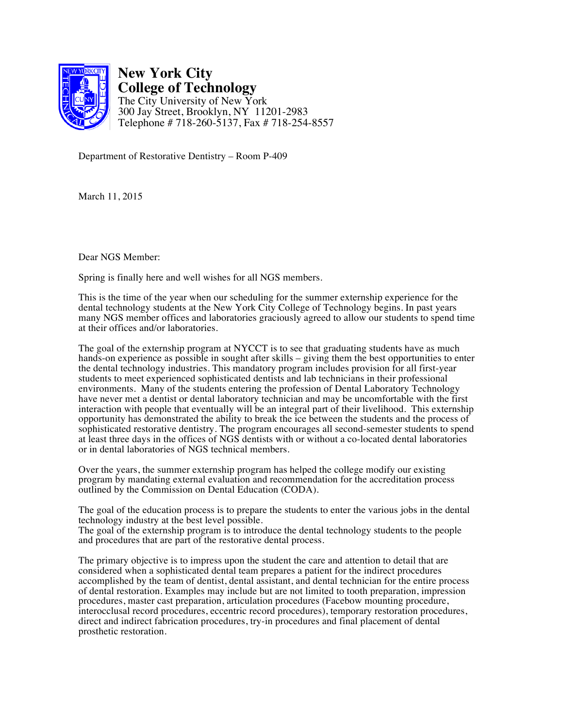**New York City College of Technology**

The City University of New York
300 Jay Street, Brooklyn, NY 11201-2983
Telephone # 718-260-5137, Fax # 718-254-8557

Department of Restorative Dentistry – Room P-409

March 11, 2015

Dear NGS Member:

Spring is finally here and well wishes for all NGS members.

This is the time of the year when our scheduling for the summer externship experience for the dental technology students at the New York City College of Technology begins. In past years many NGS member offices and laboratories graciously agreed to allow our students to spend time at their offices and/or laboratories.

The goal of the externship program at NYCCT is to see that graduating students have as much hands-on experience as possible in sought after skills – giving them the best opportunities to enter the dental technology industries. This mandatory program includes provision for all first-year students to meet experienced sophisticated dentists and lab technicians in their professional environments. Many of the students entering the profession of Dental Laboratory Technology have never met a dentist or dental laboratory technician and may be uncomfortable with the first interaction with people that eventually will be an integral part of their livelihood. This externship opportunity has demonstrated the ability to break the ice between the students and the process of sophisticated restorative dentistry. The program encourages all second-semester students to spend at least three days in the offices of NGS dentists with or without a co-located dental laboratories or in dental laboratories of NGS technical members.

Over the years, the summer externship program has helped the college modify our existing program by mandating external evaluation and recommendation for the accreditation process outlined by the Commission on Dental Education (CODA).

The goal of the education process is to prepare the students to enter the various jobs in the dental technology industry at the best level possible.
The goal of the externship program is to introduce the dental technology students to the people and procedures that are part of the restorative dental process.

The primary objective is to impress upon the student the care and attention to detail that are considered when a sophisticated dental team prepares a patient for the indirect procedures accomplished by the team of dentist, dental assistant, and dental technician for the entire process of dental restoration. Examples may include but are not limited to tooth preparation, impression procedures, master cast preparation, articulation procedures (Facebow mounting procedure, interocclusal record procedures, eccentric record procedures), temporary restoration procedures, direct and indirect fabrication procedures, try-in procedures and final placement of dental prosthetic restoration.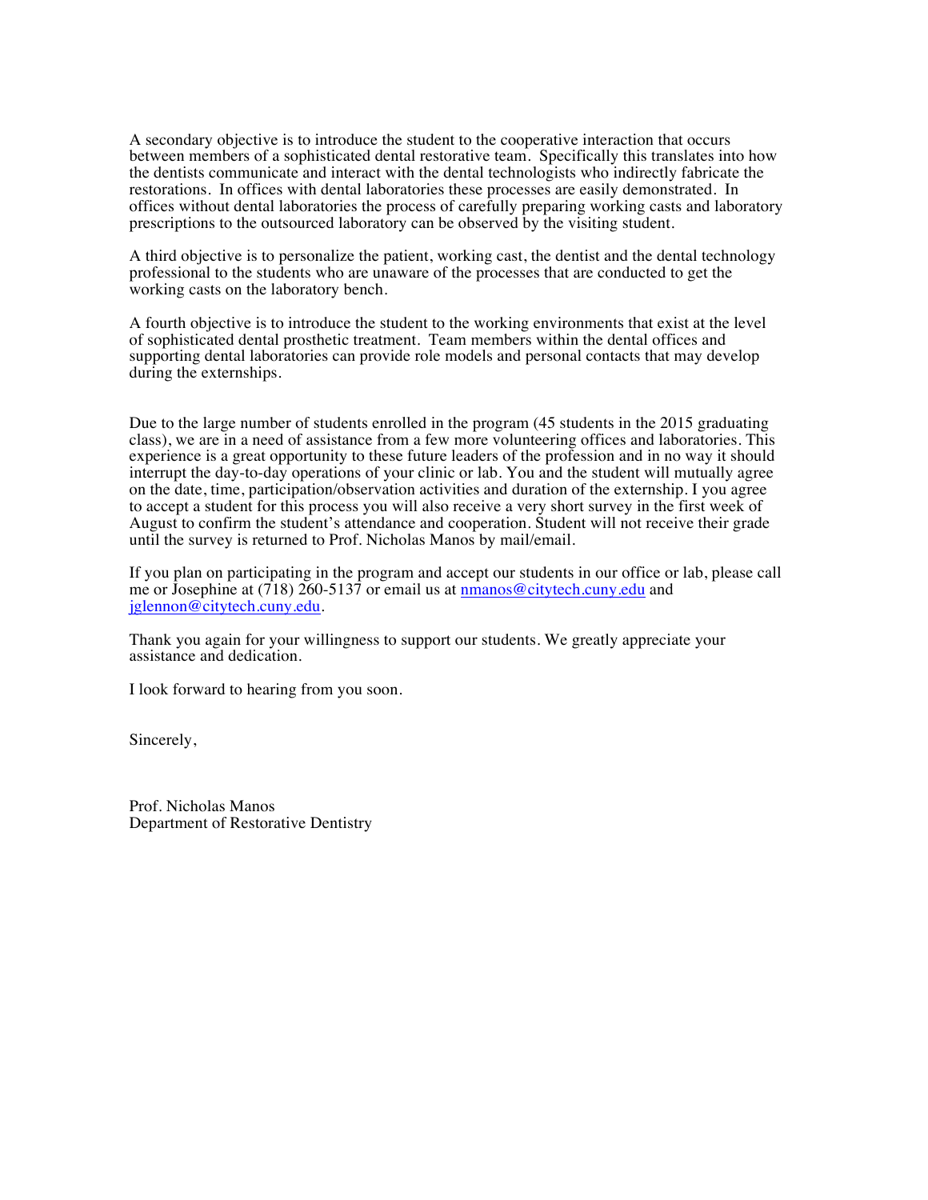A secondary objective is to introduce the student to the cooperative interaction that occurs between members of a sophisticated dental restorative team. Specifically this translates into how the dentists communicate and interact with the dental technologists who indirectly fabricate the restorations. In offices with dental laboratories these processes are easily demonstrated. In offices without dental laboratories the process of carefully preparing working casts and laboratory prescriptions to the outsourced laboratory can be observed by the visiting student.

A third objective is to personalize the patient, working cast, the dentist and the dental technology professional to the students who are unaware of the processes that are conducted to get the working casts on the laboratory bench.

A fourth objective is to introduce the student to the working environments that exist at the level of sophisticated dental prosthetic treatment. Team members within the dental offices and supporting dental laboratories can provide role models and personal contacts that may develop during the externships.

Due to the large number of students enrolled in the program (45 students in the 2015 graduating class), we are in a need of assistance from a few more volunteering offices and laboratories. This experience is a great opportunity to these future leaders of the profession and in no way it should interrupt the day-to-day operations of your clinic or lab. You and the student will mutually agree on the date, time, participation/observation activities and duration of the externship. I you agree to accept a student for this process you will also receive a very short survey in the first week of August to confirm the student's attendance and cooperation. Student will not receive their grade until the survey is returned to Prof. Nicholas Manos by mail/email.

If you plan on participating in the program and accept our students in our office or lab, please call me or Josephine at (718) 260-5137 or email us at nmanos@citytech.cuny.edu and jglennon@citytech.cuny.edu.

Thank you again for your willingness to support our students. We greatly appreciate your assistance and dedication.

I look forward to hearing from you soon.

Sincerely,

Prof. Nicholas Manos
Department of Restorative Dentistry